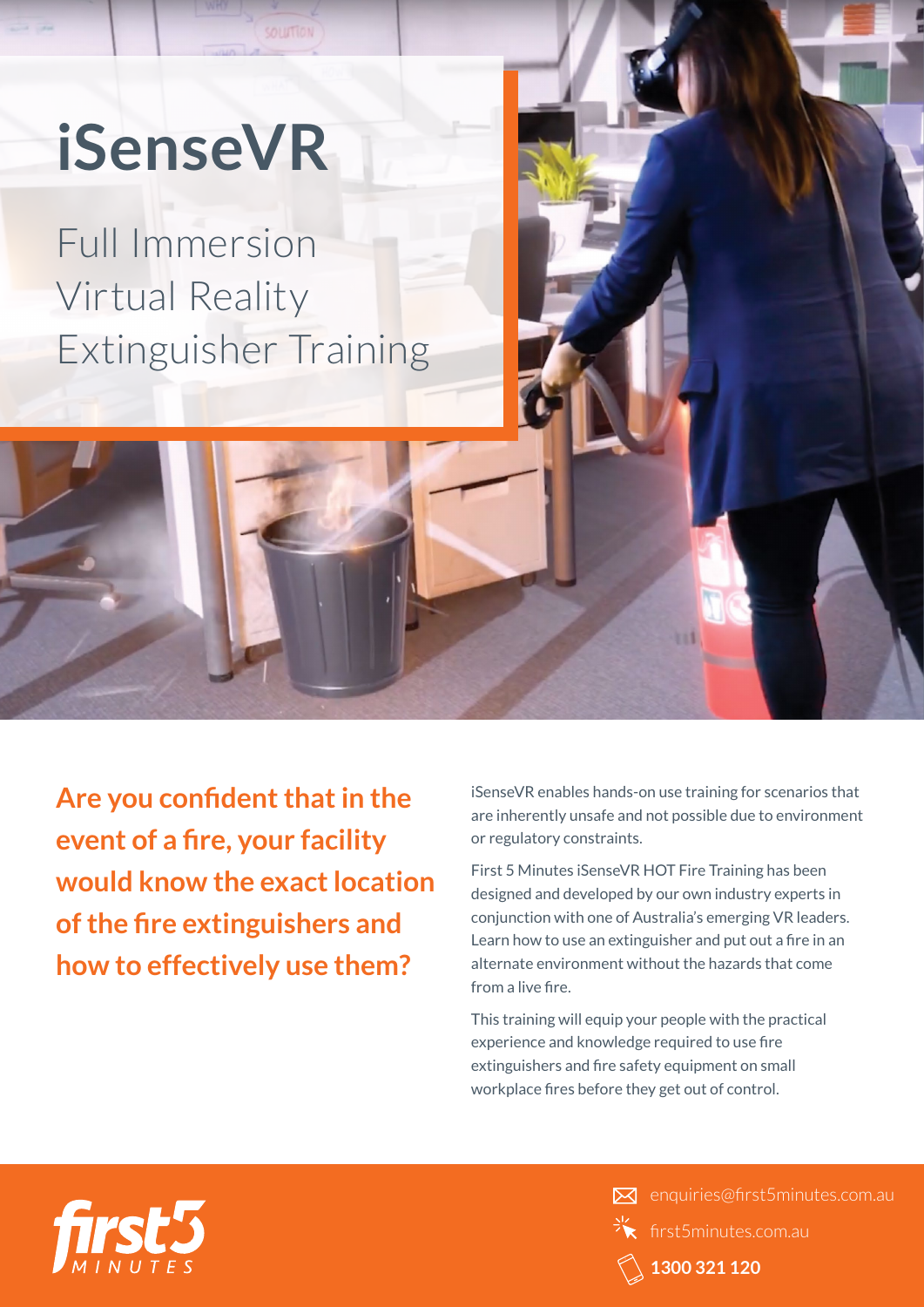# iSenseVR

## Full Immersion Virtual Reality Extinguisher Training

**Are you confident that in the event of a fire, your facility would know the exact location of the fire extinguishers and how to effectively use them?**

iSenseVR enables hands-on use training for scenarios that are inherently unsafe and not possible due to environment or regulatory constraints.

First 5 Minutes iSenseVR HOT Fire Training has been designed and developed by our own industry experts in conjunction with one of Australia's emerging VR leaders. Learn how to use an extinguisher and put out a fire in an alternate environment without the hazards that come from a live fire.

This training will equip your people with the practical experience and knowledge required to use fire extinguishers and fire safety equipment on small workplace fires before they get out of control.

first5 MINUTES

enquiries@first5minutes.com.au

first5minutes.com.au

**1300 321 120**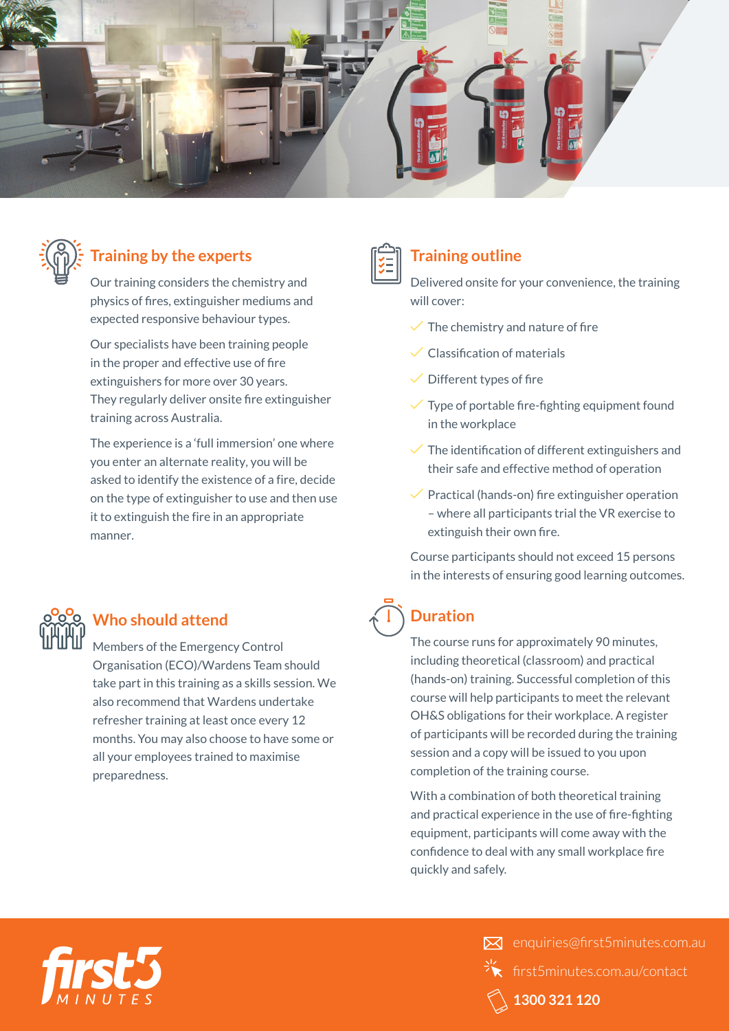## Training by the experts

Our training considers the chemistry and physics of fires, extinguisher mediums and expected responsive behaviour types.

Our specialists have been training people in the proper and effective use of fire extinguishers for more over 30 years. They regularly deliver onsite fire extinguisher training across Australia.

The experience is a 'full immersion' one where you enter an alternate reality, you will be asked to identify the existence of a fire, decide on the type of extinguisher to use and then use it to extinguish the fire in an appropriate manner.

## Who should attend

Members of the Emergency Control Organisation (ECO)/Wardens Team should take part in this training as a skills session. We also recommend that Wardens undertake refresher training at least once every 12 months. You may also choose to have some or all your employees trained to maximise preparedness.

## Training outline

Delivered onsite for your convenience, the training will cover:

- The chemistry and nature of fire
- Classification of materials
- Different types of fire
- Type of portable fire-fighting equipment found in the workplace
- The identification of different extinguishers and their safe and effective method of operation
- Practical (hands-on) fire extinguisher operation – where all participants trial the VR exercise to extinguish their own fire.

Course participants should not exceed 15 persons in the interests of ensuring good learning outcomes.

## Duration

The course runs for approximately 90 minutes, including theoretical (classroom) and practical (hands-on) training. Successful completion of this course will help participants to meet the relevant OH&S obligations for their workplace. A register of participants will be recorded during the training session and a copy will be issued to you upon completion of the training course.

With a combination of both theoretical training and practical experience in the use of fire-fighting equipment, participants will come away with the confidence to deal with any small workplace fire quickly and safely.

first5 MINUTES

enquiries@first5minutes.com.au

first5minutes.com.au/contact

**1300 321 120**